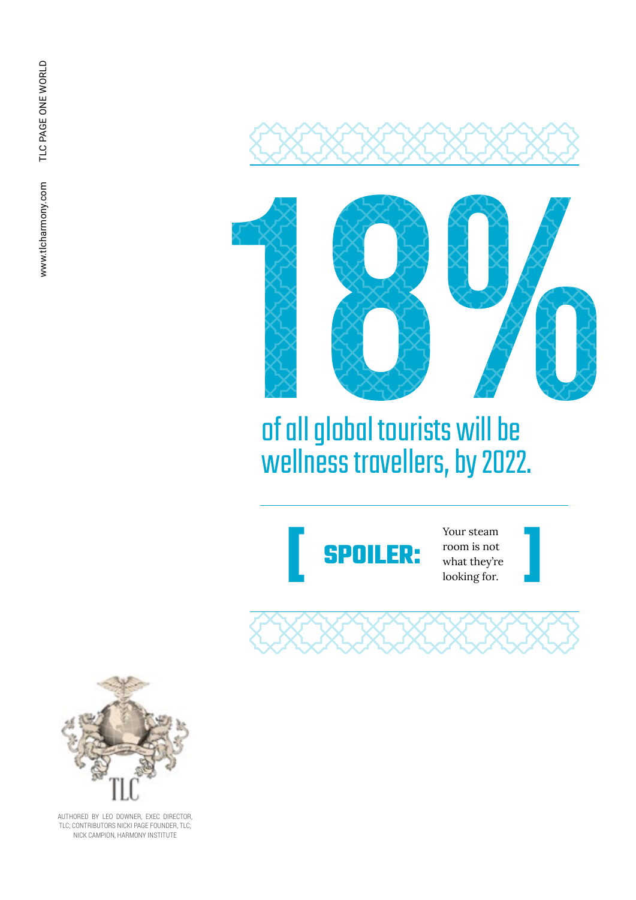# 18%

of all global tourists will be wellness travellers, by 2022.

[ **SPOILER:** Your steam room is not what they're looking for. ]

TLC

AUTHORED BY LEO DOWNER, EXEC DIRECTOR, TLC; CONTRIBUTORS NICKI PAGE FOUNDER, TLC; NICK CAMPION, HARMONY INSTITUTE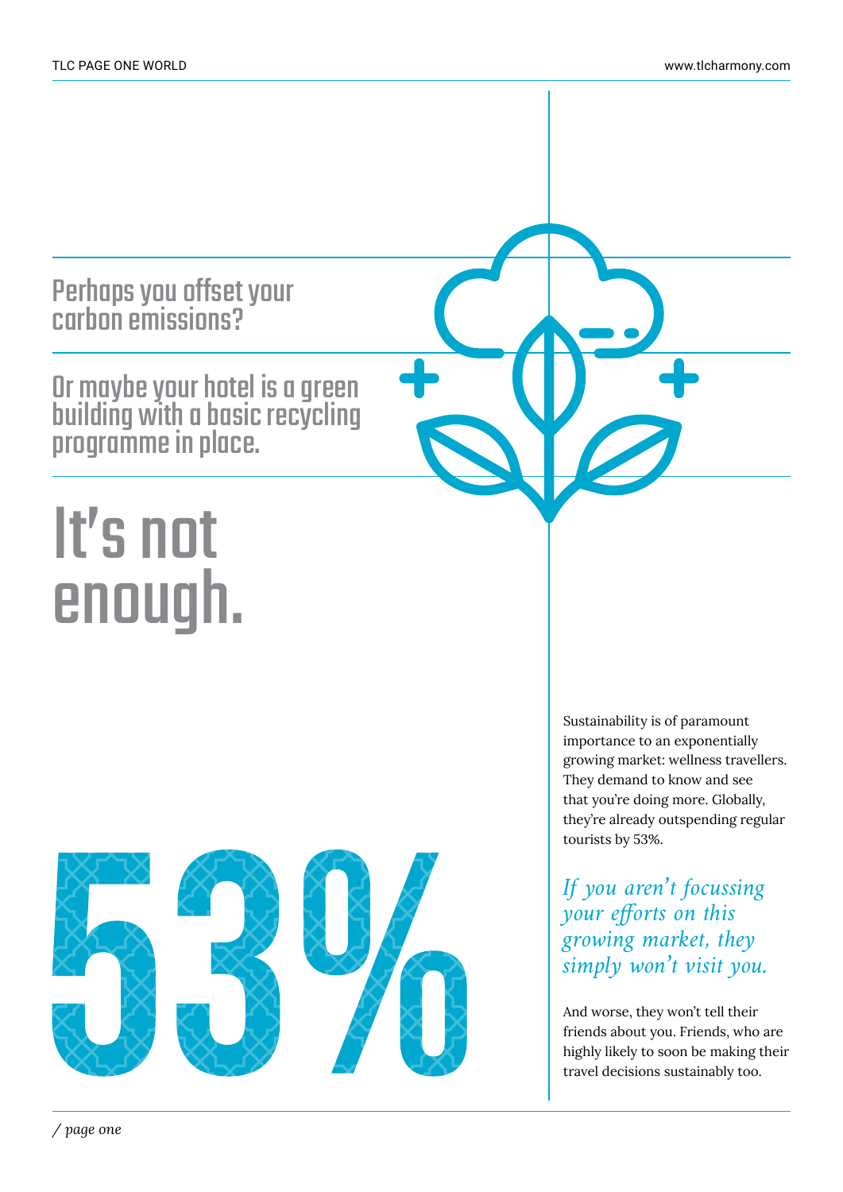## Perhaps you offset your carbon emissions?

## Or maybe your hotel is a green building with a basic recycling programme in place.

# It's not enough.

# 53%

Sustainability is of paramount importance to an exponentially growing market: wellness travellers. They demand to know and see that you're doing more. Globally, they're already outspending regular tourists by 53%.

*If you aren't focussing your efforts on this growing market, they simply won't visit you.*

And worse, they won't tell their friends about you. Friends, who are highly likely to soon be making their travel decisions sustainably too.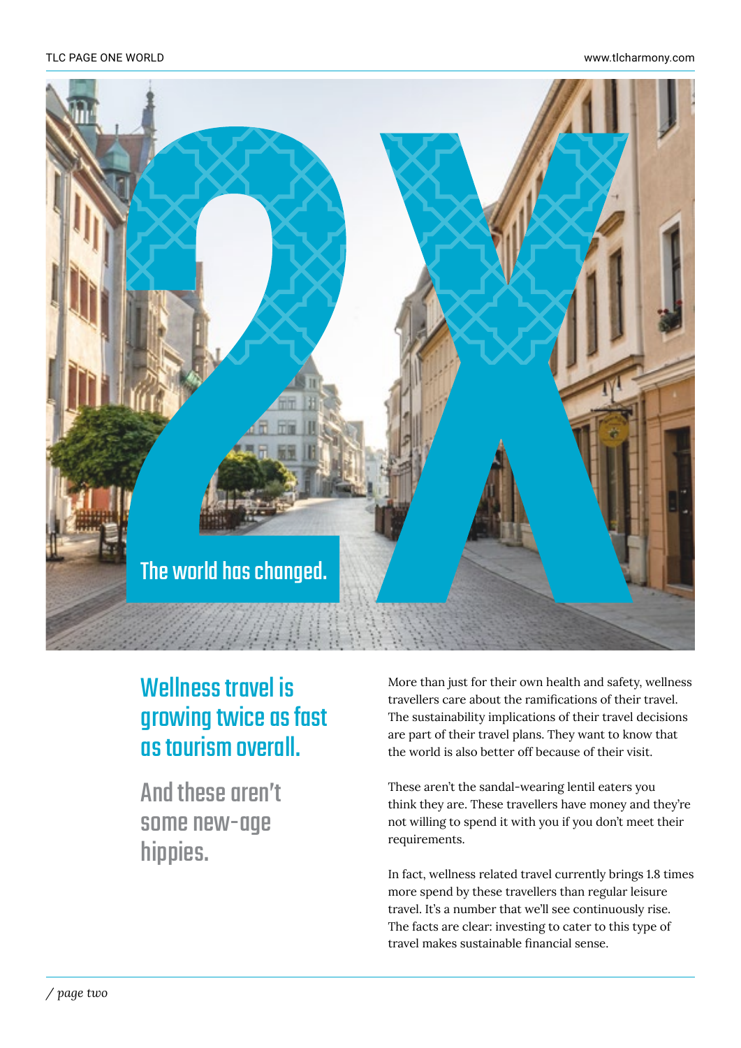# 2X

The world has changed.

## Wellness travel is growing twice as fast as tourism overall.

### And these aren't some new-age hippies.

More than just for their own health and safety, wellness travellers care about the ramifications of their travel. The sustainability implications of their travel decisions are part of their travel plans. They want to know that the world is also better off because of their visit.

These aren't the sandal-wearing lentil eaters you think they are. These travellers have money and they're not willing to spend it with you if you don't meet their requirements.

In fact, wellness related travel currently brings 1.8 times more spend by these travellers than regular leisure travel. It's a number that we'll see continuously rise. The facts are clear: investing to cater to this type of travel makes sustainable financial sense.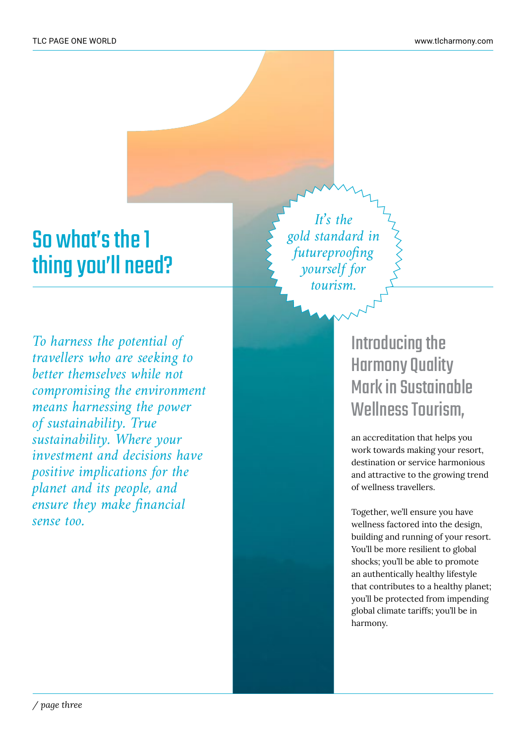# So what's the 1 thing you'll need?

*It's the gold standard in futureproofing yourself for tourism.*

*To harness the potential of travellers who are seeking to better themselves while not compromising the environment means harnessing the power of sustainability. True sustainability. Where your investment and decisions have positive implications for the planet and its people, and ensure they make financial sense too.*

## Introducing the Harmony Quality Mark in Sustainable Wellness Tourism,

an accreditation that helps you work towards making your resort, destination or service harmonious and attractive to the growing trend of wellness travellers.

Together, we'll ensure you have wellness factored into the design, building and running of your resort. You'll be more resilient to global shocks; you'll be able to promote an authentically healthy lifestyle that contributes to a healthy planet; you'll be protected from impending global climate tariffs; you'll be in harmony.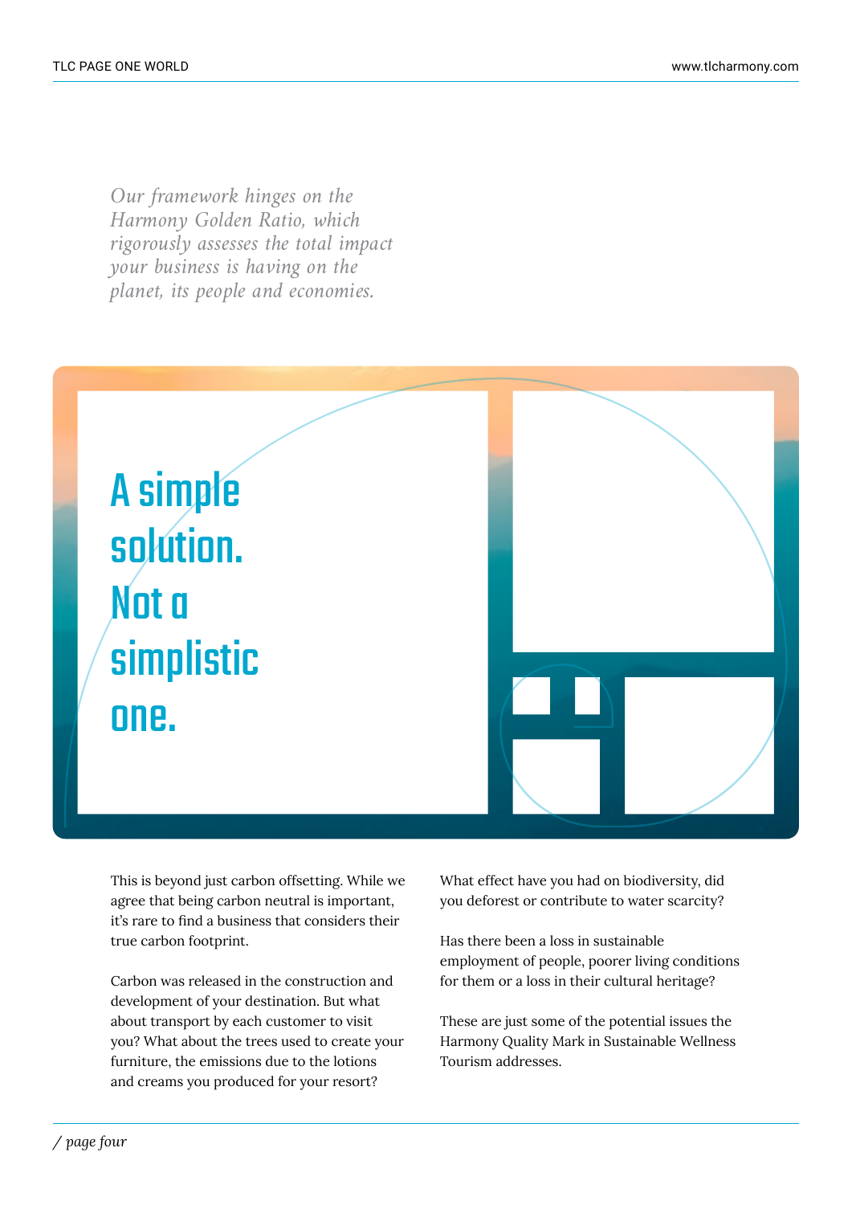*Our framework hinges on the Harmony Golden Ratio, which rigorously assesses the total impact your business is having on the planet, its people and economies.*

# A simple solution. Not a simplistic one.

This is beyond just carbon offsetting. While we agree that being carbon neutral is important, it's rare to find a business that considers their true carbon footprint.

Carbon was released in the construction and development of your destination. But what about transport by each customer to visit you? What about the trees used to create your furniture, the emissions due to the lotions and creams you produced for your resort?

What effect have you had on biodiversity, did you deforest or contribute to water scarcity?

Has there been a loss in sustainable employment of people, poorer living conditions for them or a loss in their cultural heritage?

These are just some of the potential issues the Harmony Quality Mark in Sustainable Wellness Tourism addresses.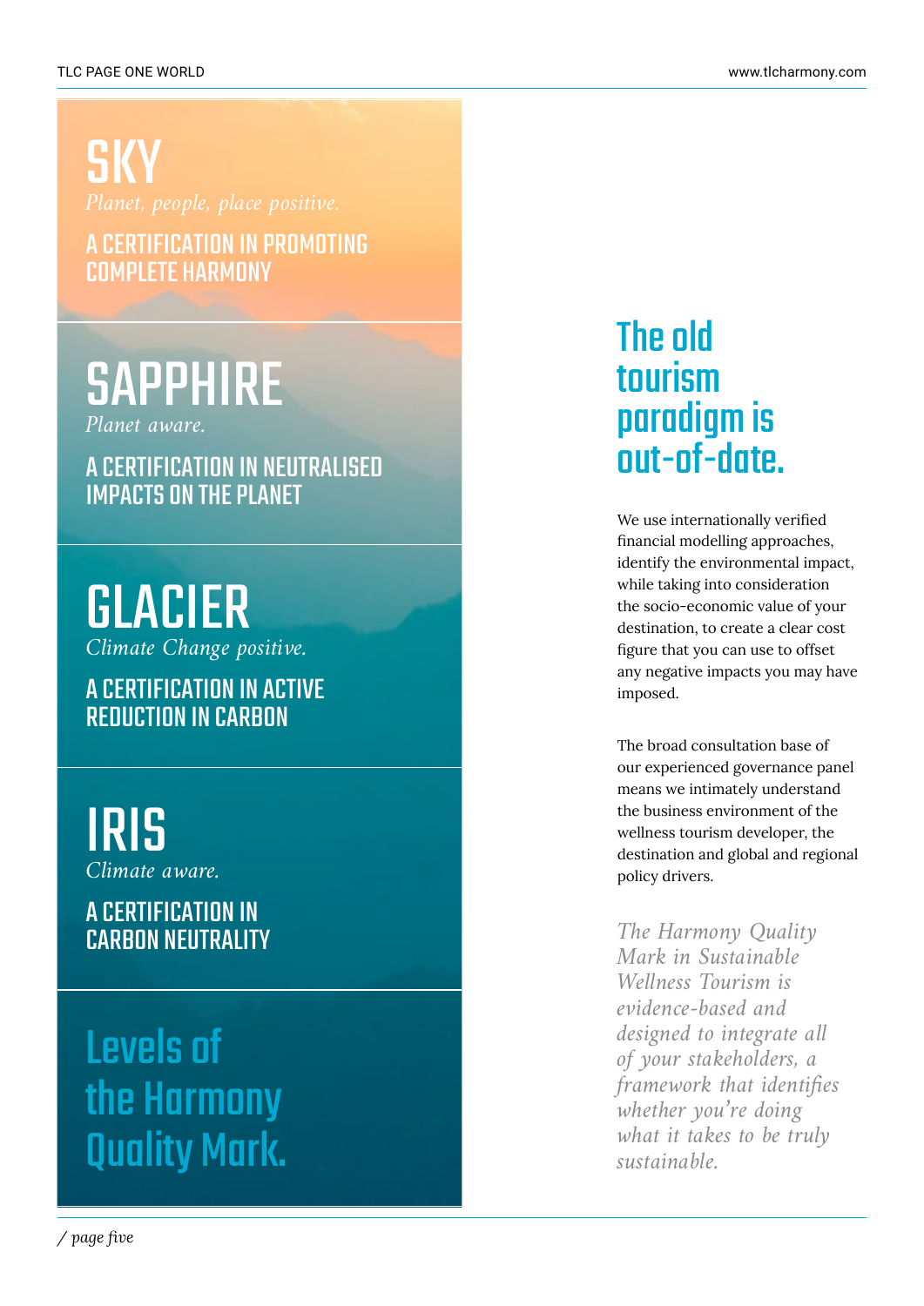## SKY

*Planet, people, place positive.*

A CERTIFICATION IN PROMOTING COMPLETE HARMONY

## SAPPHIRE

*Planet aware.*

A CERTIFICATION IN NEUTRALISED IMPACTS ON THE PLANET

## GLACIER

*Climate Change positive.*

A CERTIFICATION IN ACTIVE REDUCTION IN CARBON

## IRIS

*Climate aware.*

A CERTIFICATION IN CARBON NEUTRALITY

## Levels of the Harmony Quality Mark.

## The old tourism paradigm is out-of-date.

We use internationally verified financial modelling approaches, identify the environmental impact, while taking into consideration the socio-economic value of your destination, to create a clear cost figure that you can use to offset any negative impacts you may have imposed.

The broad consultation base of our experienced governance panel means we intimately understand the business environment of the wellness tourism developer, the destination and global and regional policy drivers.

*The Harmony Quality Mark in Sustainable Wellness Tourism is evidence-based and designed to integrate all of your stakeholders, a framework that identifies whether you're doing what it takes to be truly sustainable.*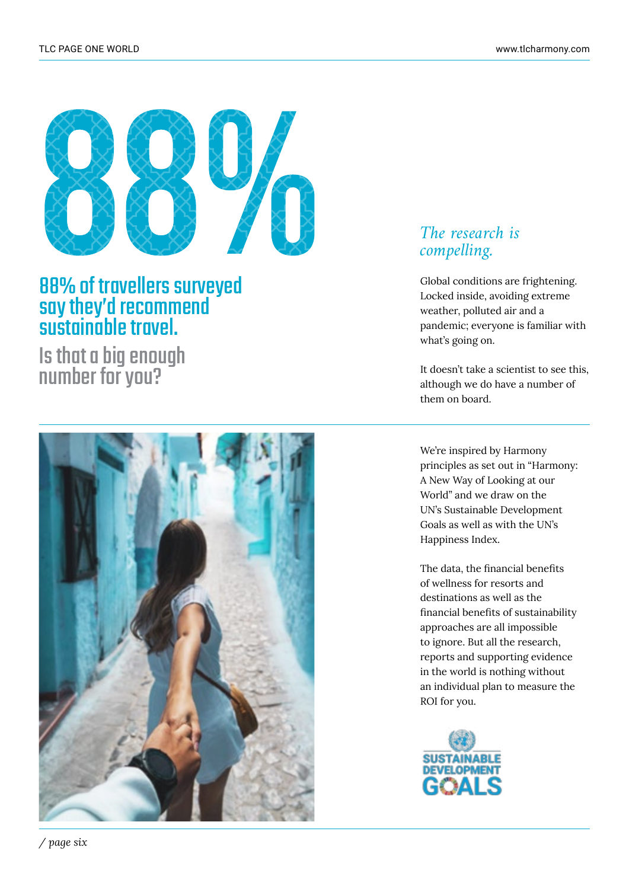# 88%

## 88% of travellers surveyed say they'd recommend sustainable travel.

### Is that a big enough number for you?

*The research is compelling.*

Global conditions are frightening. Locked inside, avoiding extreme weather, polluted air and a pandemic; everyone is familiar with what's going on.

It doesn't take a scientist to see this, although we do have a number of them on board.

We're inspired by Harmony principles as set out in "Harmony: A New Way of Looking at our World" and we draw on the UN's Sustainable Development Goals as well as with the UN's Happiness Index.

The data, the financial benefits of wellness for resorts and destinations as well as the financial benefits of sustainability approaches are all impossible to ignore. But all the research, reports and supporting evidence in the world is nothing without an individual plan to measure the ROI for you.

SUSTAINABLE DEVELOPMENT GOALS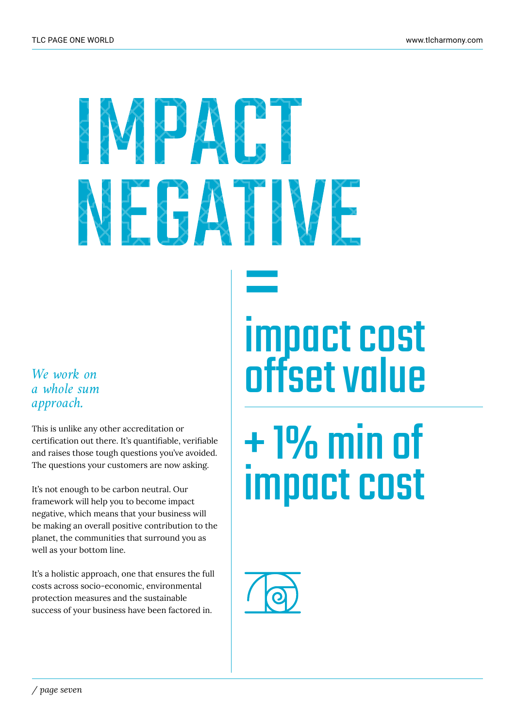# IMPACT NEGATIVE

=

## impact cost offset value

## + 1% min of impact cost

*We work on a whole sum approach.*

This is unlike any other accreditation or certification out there. It's quantifiable, verifiable and raises those tough questions you've avoided. The questions your customers are now asking.

It's not enough to be carbon neutral. Our framework will help you to become impact negative, which means that your business will be making an overall positive contribution to the planet, the communities that surround you as well as your bottom line.

It's a holistic approach, one that ensures the full costs across socio-economic, environmental protection measures and the sustainable success of your business have been factored in.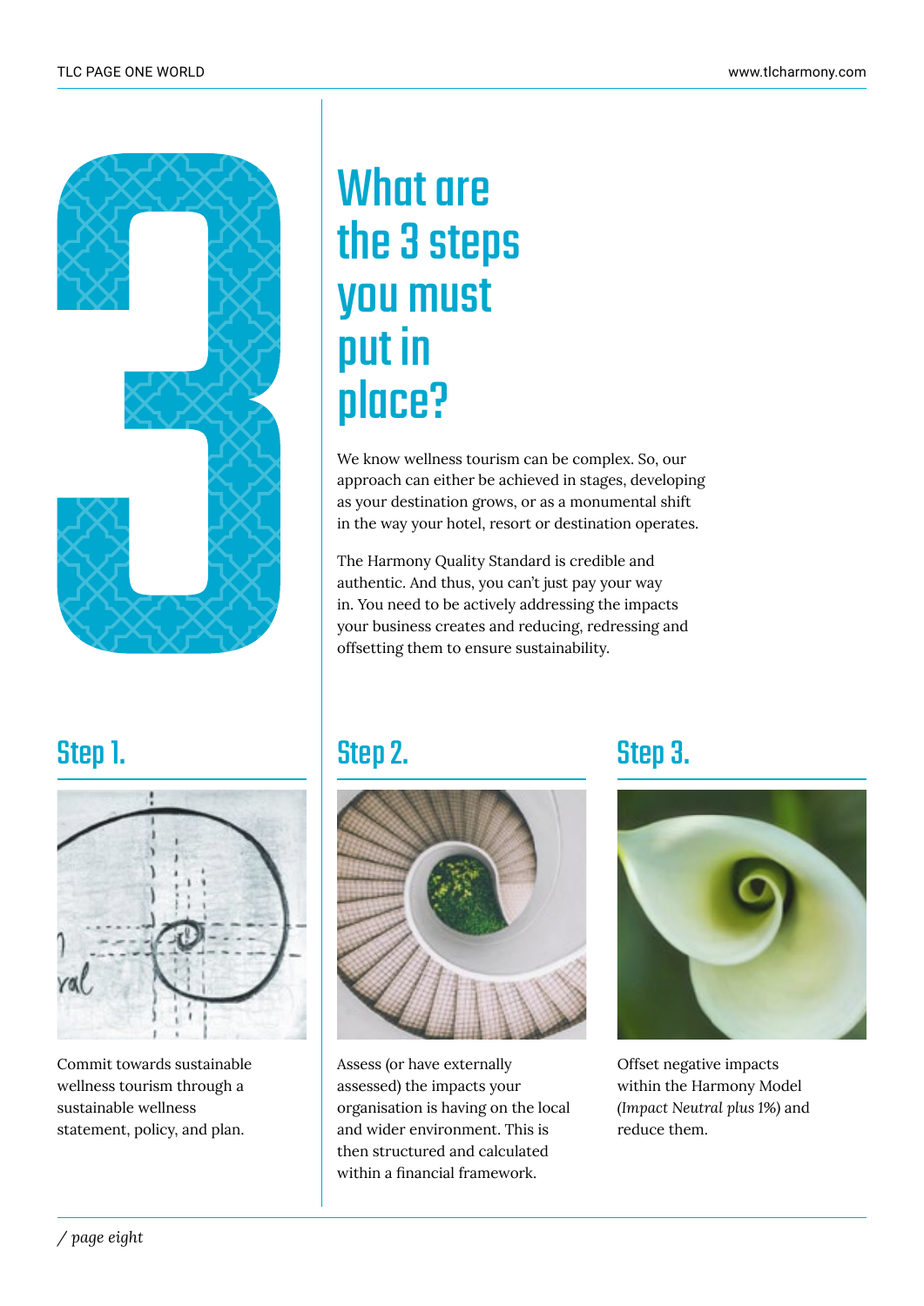# What are the 3 steps you must put in place?

We know wellness tourism can be complex. So, our approach can either be achieved in stages, developing as your destination grows, or as a monumental shift in the way your hotel, resort or destination operates.

The Harmony Quality Standard is credible and authentic. And thus, you can't just pay your way in. You need to be actively addressing the impacts your business creates and reducing, redressing and offsetting them to ensure sustainability.

## Step 1.

Commit towards sustainable wellness tourism through a sustainable wellness statement, policy, and plan.

## Step 2.

Assess (or have externally assessed) the impacts your organisation is having on the local and wider environment. This is then structured and calculated within a financial framework.

## Step 3.

Offset negative impacts within the Harmony Model (*Impact Neutral plus 1%*) and reduce them.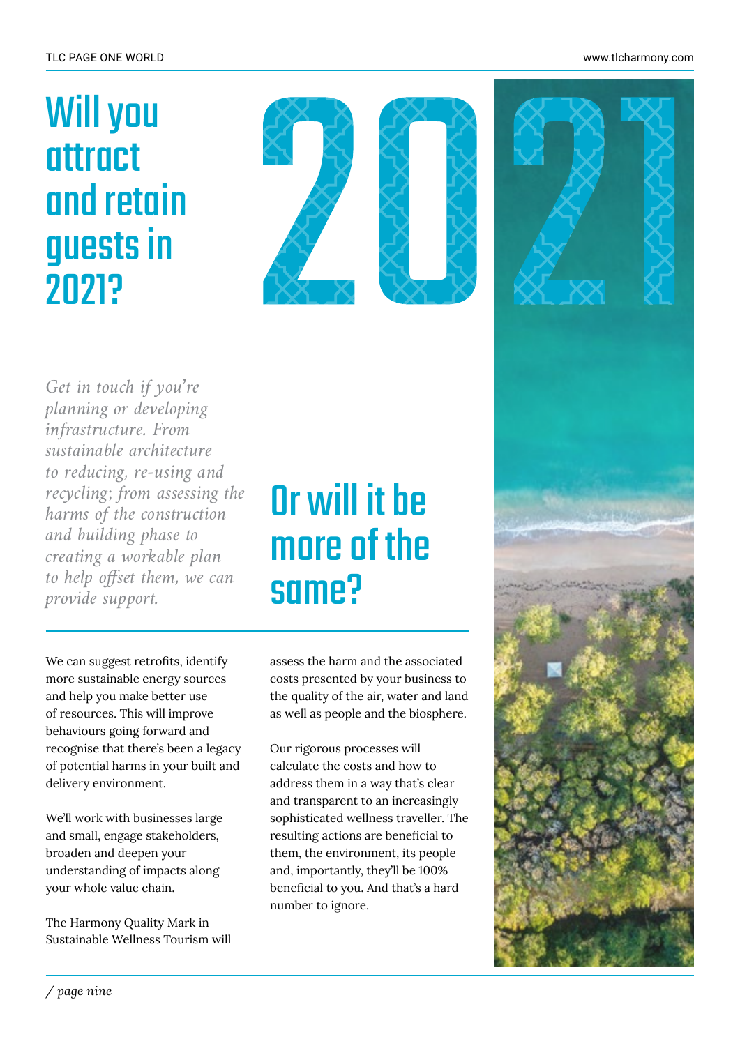# Will you attract and retain guests in 2021?

2021

*Get in touch if you're planning or developing infrastructure. From sustainable architecture to reducing, re-using and recycling; from assessing the harms of the construction and building phase to creating a workable plan to help offset them, we can provide support.*

## Or will it be more of the same?

We can suggest retrofits, identify more sustainable energy sources and help you make better use of resources. This will improve behaviours going forward and recognise that there's been a legacy of potential harms in your built and delivery environment.

We'll work with businesses large and small, engage stakeholders, broaden and deepen your understanding of impacts along your whole value chain.

The Harmony Quality Mark in Sustainable Wellness Tourism will assess the harm and the associated costs presented by your business to the quality of the air, water and land as well as people and the biosphere.

Our rigorous processes will calculate the costs and how to address them in a way that's clear and transparent to an increasingly sophisticated wellness traveller. The resulting actions are beneficial to them, the environment, its people and, importantly, they'll be 100% beneficial to you. And that's a hard number to ignore.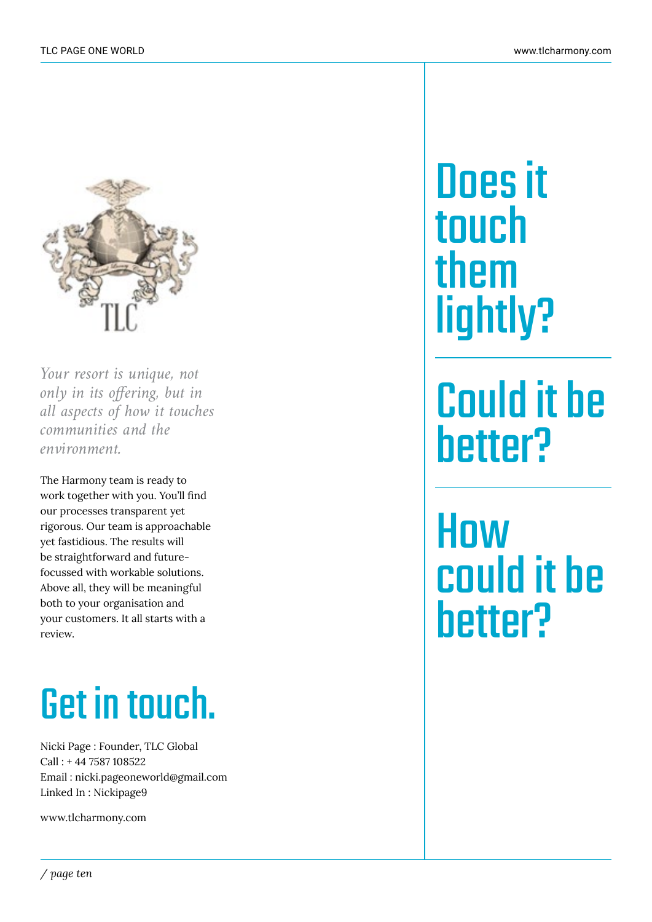*Your resort is unique, not only in its offering, but in all aspects of how it touches communities and the environment.*

The Harmony team is ready to work together with you. You'll find our processes transparent yet rigorous. Our team is approachable yet fastidious. The results will be straightforward and future-focussed with workable solutions. Above all, they will be meaningful both to your organisation and your customers. It all starts with a review.

# Get in touch.

Nicki Page : Founder, TLC Global
Call : + 44 7587 108522
Email : nicki.pageoneworld@gmail.com
Linked In : Nickipage9

www.tlcharmony.com

# Does it touch them lightly?

# Could it be better?

# How could it be better?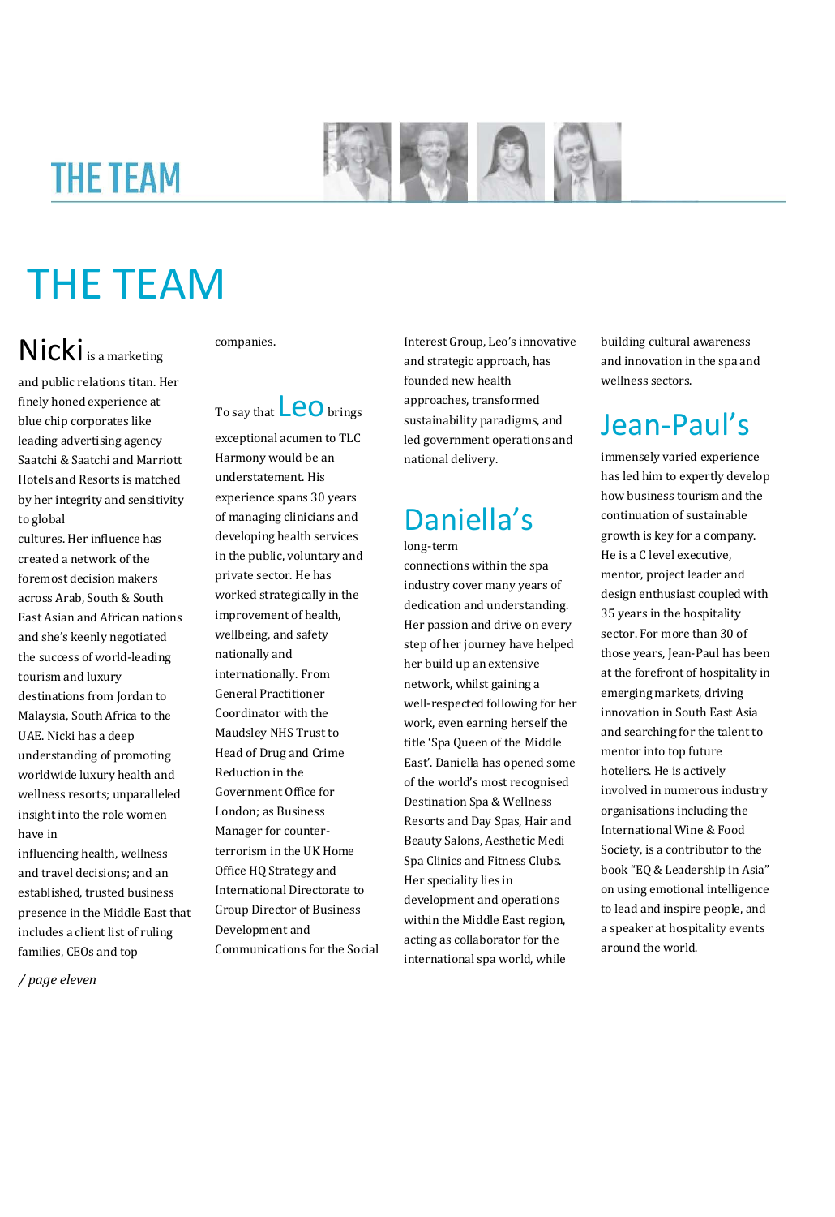# THE TEAM

**Nicki** is a marketing and public relations titan. Her finely honed experience at blue chip corporates like leading advertising agency Saatchi & Saatchi and Marriott Hotels and Resorts is matched by her integrity and sensitivity to global cultures. Her influence has created a network of the foremost decision makers across Arab, South & South East Asian and African nations and she's keenly negotiated the success of world-leading tourism and luxury destinations from Jordan to Malaysia, South Africa to the UAE. Nicki has a deep understanding of promoting worldwide luxury health and wellness resorts; unparalleled insight into the role women have in influencing health, wellness and travel decisions; and an established, trusted business presence in the Middle East that includes a client list of ruling families, CEOs and top companies.

To say that **Leo** brings exceptional acumen to TLC Harmony would be an understatement. His experience spans 30 years of managing clinicians and developing health services in the public, voluntary and private sector. He has worked strategically in the improvement of health, wellbeing, and safety nationally and internationally. From General Practitioner Coordinator with the Maudsley NHS Trust to Head of Drug and Crime Reduction in the Government Office for London; as Business Manager for counter-terrorism in the UK Home Office HQ Strategy and International Directorate to Group Director of Business Development and Communications for the Social Interest Group, Leo's innovative and strategic approach, has founded new health approaches, transformed sustainability paradigms, and led government operations and national delivery.

## Daniella's

long-term connections within the spa industry cover many years of dedication and understanding. Her passion and drive on every step of her journey have helped her build up an extensive network, whilst gaining a well-respected following for her work, even earning herself the title 'Spa Queen of the Middle East'. Daniella has opened some of the world's most recognised Destination Spa & Wellness Resorts and Day Spas, Hair and Beauty Salons, Aesthetic Medi Spa Clinics and Fitness Clubs. Her speciality lies in development and operations within the Middle East region, acting as collaborator for the international spa world, while building cultural awareness and innovation in the spa and wellness sectors.

## Jean-Paul's

immensely varied experience has led him to expertly develop how business tourism and the continuation of sustainable growth is key for a company. He is a C level executive, mentor, project leader and design enthusiast coupled with 35 years in the hospitality sector. For more than 30 of those years, Jean-Paul has been at the forefront of hospitality in emerging markets, driving innovation in South East Asia and searching for the talent to mentor into top future hoteliers. He is actively involved in numerous industry organisations including the International Wine & Food Society, is a contributor to the book "EQ & Leadership in Asia" on using emotional intelligence to lead and inspire people, and a speaker at hospitality events around the world.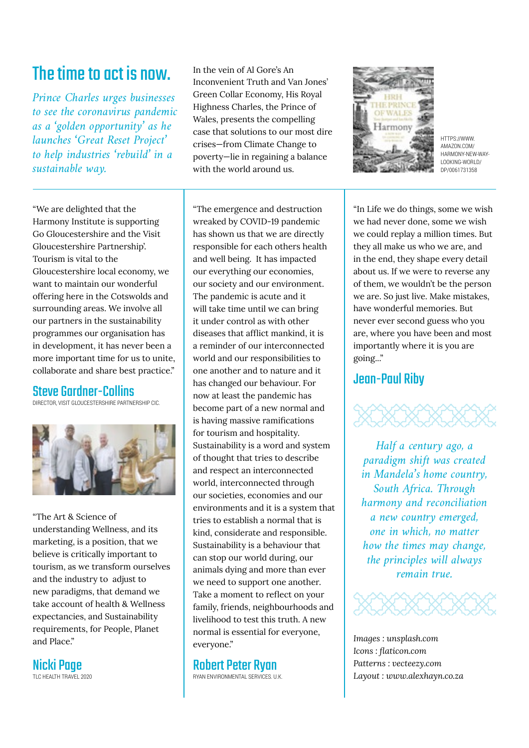# The time to act is now.

*Prince Charles urges businesses to see the coronavirus pandemic as a 'golden opportunity' as he launches 'Great Reset Project' to help industries 'rebuild' in a sustainable way.*

In the vein of Al Gore's An Inconvenient Truth and Van Jones' Green Collar Economy, His Royal Highness Charles, the Prince of Wales, presents the compelling case that solutions to our most dire crises—from Climate Change to poverty—lie in regaining a balance with the world around us.

HTTPS://WWW.AMAZON.COM/HARMONY-NEW-WAY-LOOKING-WORLD/DP/0061731358

"We are delighted that the Harmony Institute is supporting Go Gloucestershire and the Visit Gloucestershire Partnership'. Tourism is vital to the Gloucestershire local economy, we want to maintain our wonderful offering here in the Cotswolds and surrounding areas. We involve all our partners in the sustainability programmes our organisation has in development, it has never been a more important time for us to unite, collaborate and share best practice."

## Steve Gardner-Collins

DIRECTOR, VISIT GLOUCESTERSHIRE PARTNERSHIP CIC.

"The Art & Science of understanding Wellness, and its marketing, is a position, that we believe is critically important to tourism, as we transform ourselves and the industry to adjust to new paradigms, that demand we take account of health & Wellness expectancies, and Sustainability requirements, for People, Planet and Place."

## Nicki Page

TLC HEALTH TRAVEL 2020

"The emergence and destruction wreaked by COVID-19 pandemic has shown us that we are directly responsible for each others health and well being. It has impacted our everything our economies, our society and our environment. The pandemic is acute and it will take time until we can bring it under control as with other diseases that afflict mankind, it is a reminder of our interconnected world and our responsibilities to one another and to nature and it has changed our behaviour. For now at least the pandemic has become part of a new normal and is having massive ramifications for tourism and hospitality. Sustainability is a word and system of thought that tries to describe and respect an interconnected world, interconnected through our societies, economies and our environments and it is a system that tries to establish a normal that is kind, considerate and responsible. Sustainability is a behaviour that can stop our world during, our animals dying and more than ever we need to support one another. Take a moment to reflect on your family, friends, neighbourhoods and livelihood to test this truth. A new normal is essential for everyone, everyone."

## Robert Peter Ryan

RYAN ENVIRONMENTAL SERVICES. U.K.

"In Life we do things, some we wish we had never done, some we wish we could replay a million times. But they all make us who we are, and in the end, they shape every detail about us. If we were to reverse any of them, we wouldn't be the person we are. So just live. Make mistakes, have wonderful memories. But never ever second guess who you are, where you have been and most importantly where it is you are going..."

## Jean-Paul Riby

*Half a century ago, a paradigm shift was created in Mandela's home country, South Africa. Through harmony and reconciliation a new country emerged, one in which, no matter how the times may change, the principles will always remain true.*

*Images : unsplash.com*
*Icons : flaticon.com*
*Patterns : vecteezy.com*
*Layout : www.alexhayn.co.za*